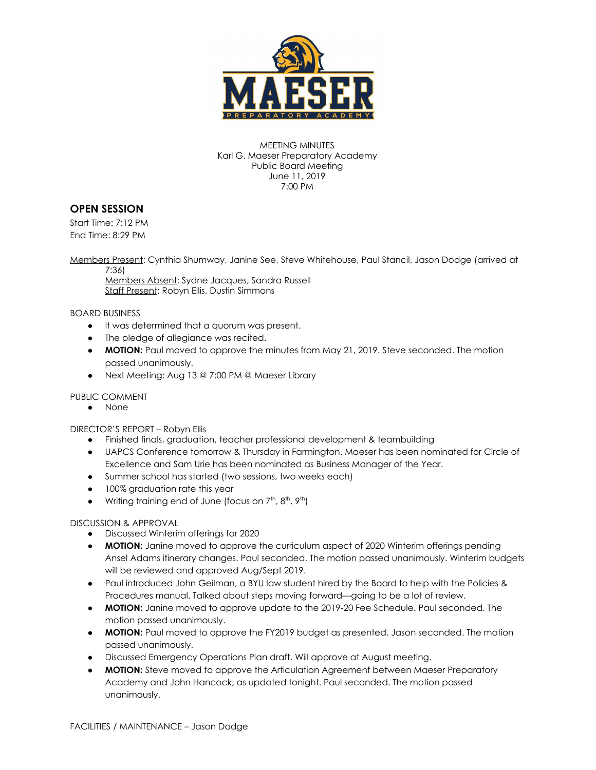MEETING MINUTES
Karl G. Maeser Preparatory Academy
Public Board Meeting
June 11, 2019
7:00 PM

## OPEN SESSION

Start Time: 7:12 PM
End Time: 8:29 PM

Members Present: Cynthia Shumway, Janine See, Steve Whitehouse, Paul Stancil, Jason Dodge (arrived at 7:36)
Members Absent: Sydne Jacques, Sandra Russell
Staff Present: Robyn Ellis, Dustin Simmons

BOARD BUSINESS

- It was determined that a quorum was present.
- The pledge of allegiance was recited.
- **MOTION:** Paul moved to approve the minutes from May 21, 2019. Steve seconded. The motion passed unanimously.
- Next Meeting: Aug 13 @ 7:00 PM @ Maeser Library

PUBLIC COMMENT

- None

DIRECTOR'S REPORT – Robyn Ellis

- Finished finals, graduation, teacher professional development & teambuilding
- UAPCS Conference tomorrow & Thursday in Farmington. Maeser has been nominated for Circle of Excellence and Sam Urie has been nominated as Business Manager of the Year.
- Summer school has started (two sessions, two weeks each)
- 100% graduation rate this year
- Writing training end of June (focus on 7th, 8th, 9th)

DISCUSSION & APPROVAL

- Discussed Winterim offerings for 2020
- **MOTION:** Janine moved to approve the curriculum aspect of 2020 Winterim offerings pending Ansel Adams itinerary changes. Paul seconded. The motion passed unanimously. Winterim budgets will be reviewed and approved Aug/Sept 2019.
- Paul introduced John Geilman, a BYU law student hired by the Board to help with the Policies & Procedures manual. Talked about steps moving forward—going to be a lot of review.
- **MOTION:** Janine moved to approve update to the 2019-20 Fee Schedule. Paul seconded. The motion passed unanimously.
- **MOTION:** Paul moved to approve the FY2019 budget as presented. Jason seconded. The motion passed unanimously.
- Discussed Emergency Operations Plan draft. Will approve at August meeting.
- **MOTION:** Steve moved to approve the Articulation Agreement between Maeser Preparatory Academy and John Hancock, as updated tonight. Paul seconded. The motion passed unanimously.

FACILITIES / MAINTENANCE – Jason Dodge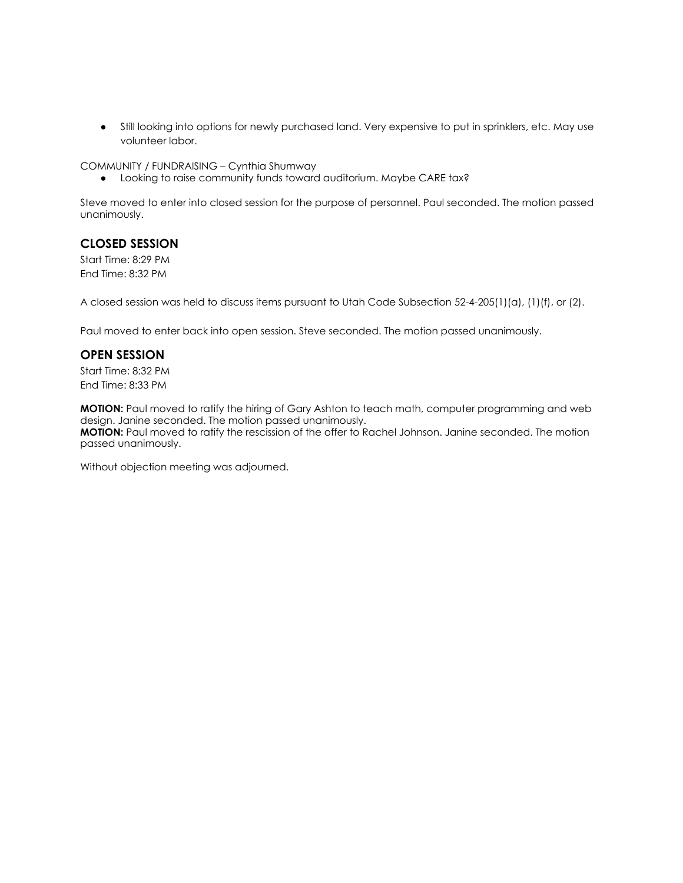- Still looking into options for newly purchased land. Very expensive to put in sprinklers, etc. May use volunteer labor.

COMMUNITY / FUNDRAISING – Cynthia Shumway

- Looking to raise community funds toward auditorium. Maybe CARE tax?

Steve moved to enter into closed session for the purpose of personnel. Paul seconded. The motion passed unanimously.

## CLOSED SESSION

Start Time: 8:29 PM
End Time: 8:32 PM

A closed session was held to discuss items pursuant to Utah Code Subsection 52-4-205(1)(a), (1)(f), or (2).

Paul moved to enter back into open session. Steve seconded. The motion passed unanimously.

## OPEN SESSION

Start Time: 8:32 PM
End Time: 8:33 PM

**MOTION:** Paul moved to ratify the hiring of Gary Ashton to teach math, computer programming and web design. Janine seconded. The motion passed unanimously.
**MOTION:** Paul moved to ratify the rescission of the offer to Rachel Johnson. Janine seconded. The motion passed unanimously.

Without objection meeting was adjourned.